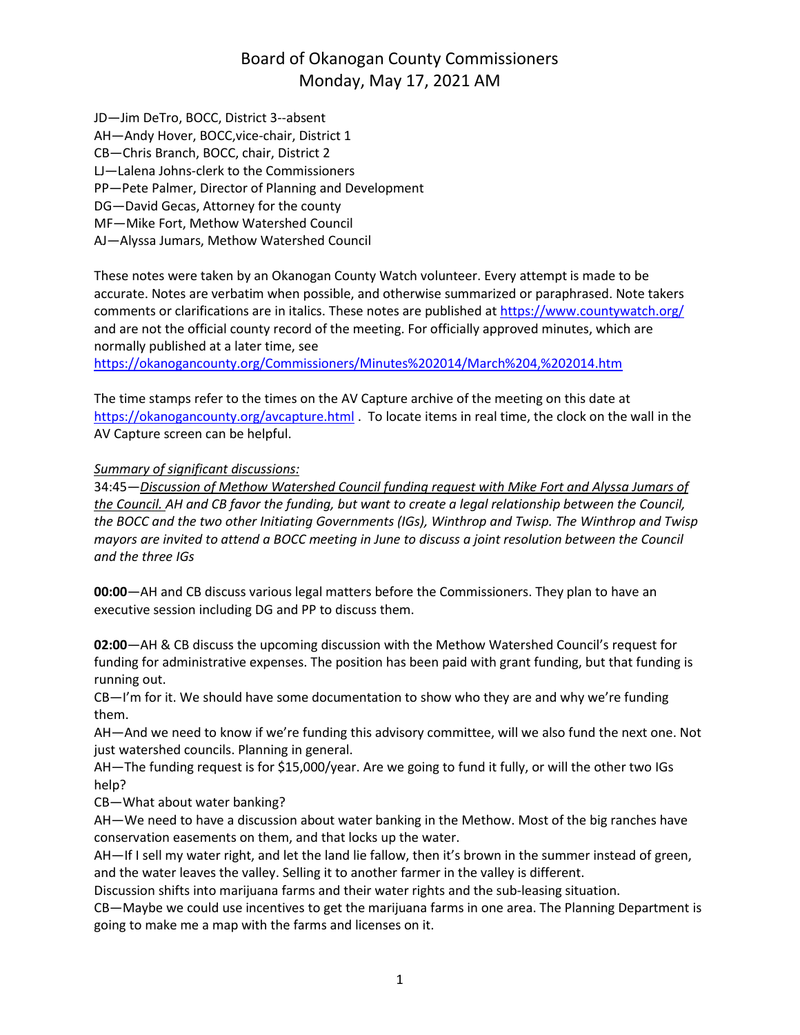# Board of Okanogan County Commissioners
## Monday, May 17, 2021 AM

JD—Jim DeTro, BOCC, District 3--absent
AH—Andy Hover, BOCC,vice-chair, District 1
CB—Chris Branch, BOCC, chair, District 2
LJ—Lalena Johns-clerk to the Commissioners
PP—Pete Palmer, Director of Planning and Development
DG—David Gecas, Attorney for the county
MF—Mike Fort, Methow Watershed Council
AJ—Alyssa Jumars, Methow Watershed Council

These notes were taken by an Okanogan County Watch volunteer. Every attempt is made to be accurate. Notes are verbatim when possible, and otherwise summarized or paraphrased. Note takers comments or clarifications are in italics. These notes are published at https://www.countywatch.org/ and are not the official county record of the meeting. For officially approved minutes, which are normally published at a later time, see https://okanogancounty.org/Commissioners/Minutes%202014/March%204,%202014.htm

The time stamps refer to the times on the AV Capture archive of the meeting on this date at https://okanogancounty.org/avcapture.html . To locate items in real time, the clock on the wall in the AV Capture screen can be helpful.

*Summary of significant discussions:*
34:45—*Discussion of Methow Watershed Council funding request with Mike Fort and Alyssa Jumars of the Council. AH and CB favor the funding, but want to create a legal relationship between the Council, the BOCC and the two other Initiating Governments (IGs), Winthrop and Twisp. The Winthrop and Twisp mayors are invited to attend a BOCC meeting in June to discuss a joint resolution between the Council and the three IGs*

**00:00**—AH and CB discuss various legal matters before the Commissioners. They plan to have an executive session including DG and PP to discuss them.

**02:00**—AH & CB discuss the upcoming discussion with the Methow Watershed Council's request for funding for administrative expenses. The position has been paid with grant funding, but that funding is running out.
CB—I'm for it. We should have some documentation to show who they are and why we're funding them.
AH—And we need to know if we're funding this advisory committee, will we also fund the next one. Not just watershed councils. Planning in general.
AH—The funding request is for $15,000/year. Are we going to fund it fully, or will the other two IGs help?
CB—What about water banking?
AH—We need to have a discussion about water banking in the Methow. Most of the big ranches have conservation easements on them, and that locks up the water.
AH—If I sell my water right, and let the land lie fallow, then it's brown in the summer instead of green, and the water leaves the valley. Selling it to another farmer in the valley is different.
Discussion shifts into marijuana farms and their water rights and the sub-leasing situation.
CB—Maybe we could use incentives to get the marijuana farms in one area. The Planning Department is going to make me a map with the farms and licenses on it.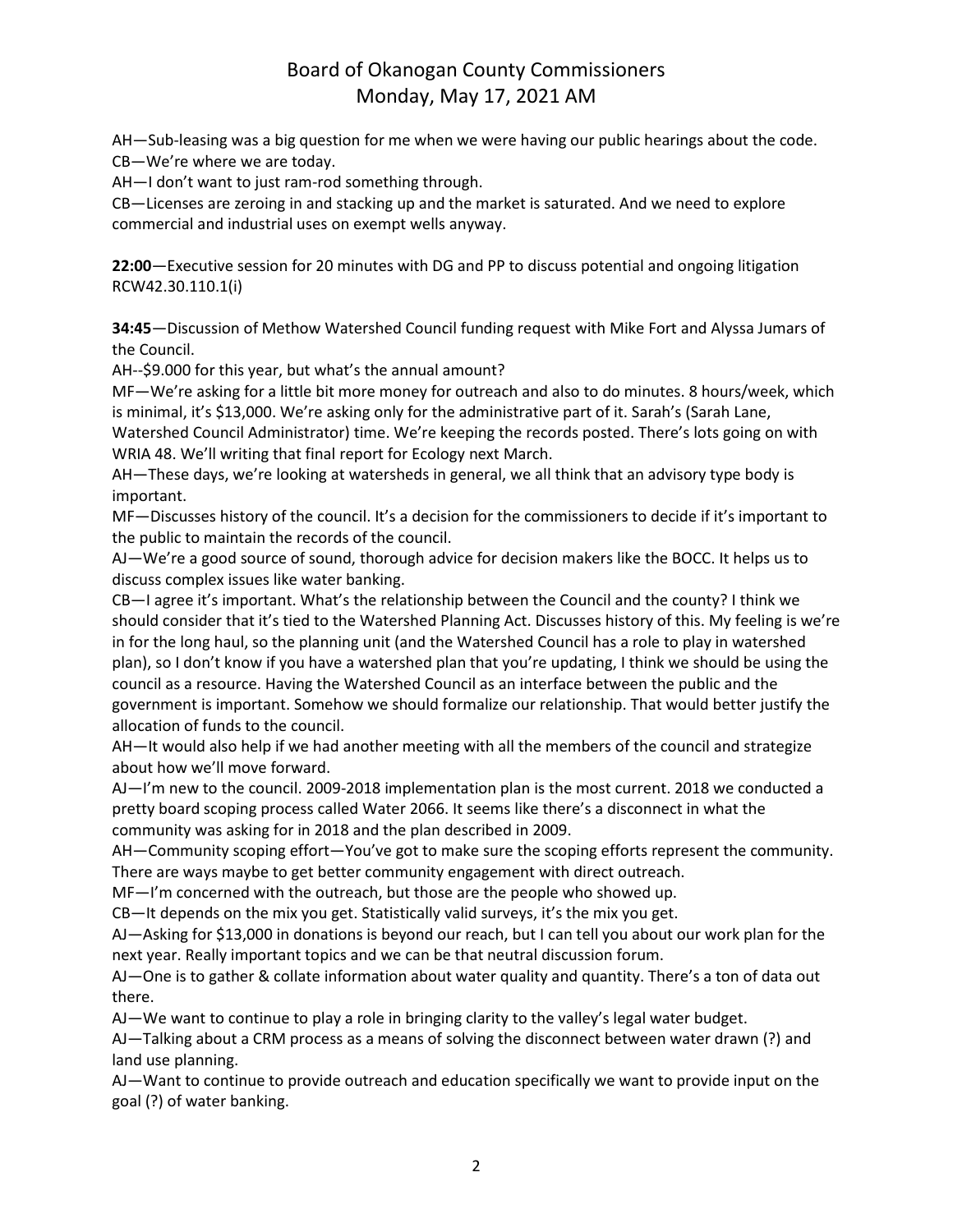AH—Sub-leasing was a big question for me when we were having our public hearings about the code.
CB—We're where we are today.
AH—I don't want to just ram-rod something through.
CB—Licenses are zeroing in and stacking up and the market is saturated. And we need to explore commercial and industrial uses on exempt wells anyway.

**22:00**—Executive session for 20 minutes with DG and PP to discuss potential and ongoing litigation RCW42.30.110.1(i)

**34:45**—Discussion of Methow Watershed Council funding request with Mike Fort and Alyssa Jumars of the Council.
AH--$9.000 for this year, but what's the annual amount?
MF—We're asking for a little bit more money for outreach and also to do minutes. 8 hours/week, which is minimal, it's $13,000. We're asking only for the administrative part of it. Sarah's (Sarah Lane, Watershed Council Administrator) time. We're keeping the records posted. There's lots going on with WRIA 48. We'll writing that final report for Ecology next March.
AH—These days, we're looking at watersheds in general, we all think that an advisory type body is important.
MF—Discusses history of the council. It's a decision for the commissioners to decide if it's important to the public to maintain the records of the council.
AJ—We're a good source of sound, thorough advice for decision makers like the BOCC. It helps us to discuss complex issues like water banking.
CB—I agree it's important. What's the relationship between the Council and the county? I think we should consider that it's tied to the Watershed Planning Act. Discusses history of this. My feeling is we're in for the long haul, so the planning unit (and the Watershed Council has a role to play in watershed plan), so I don't know if you have a watershed plan that you're updating, I think we should be using the council as a resource. Having the Watershed Council as an interface between the public and the government is important. Somehow we should formalize our relationship. That would better justify the allocation of funds to the council.
AH—It would also help if we had another meeting with all the members of the council and strategize about how we'll move forward.
AJ—I'm new to the council. 2009-2018 implementation plan is the most current. 2018 we conducted a pretty board scoping process called Water 2066. It seems like there's a disconnect in what the community was asking for in 2018 and the plan described in 2009.
AH—Community scoping effort—You've got to make sure the scoping efforts represent the community. There are ways maybe to get better community engagement with direct outreach.
MF—I'm concerned with the outreach, but those are the people who showed up.
CB—It depends on the mix you get. Statistically valid surveys, it's the mix you get.
AJ—Asking for $13,000 in donations is beyond our reach, but I can tell you about our work plan for the next year. Really important topics and we can be that neutral discussion forum.
AJ—One is to gather & collate information about water quality and quantity. There's a ton of data out there.
AJ—We want to continue to play a role in bringing clarity to the valley's legal water budget.
AJ—Talking about a CRM process as a means of solving the disconnect between water drawn (?) and land use planning.
AJ—Want to continue to provide outreach and education specifically we want to provide input on the goal (?) of water banking.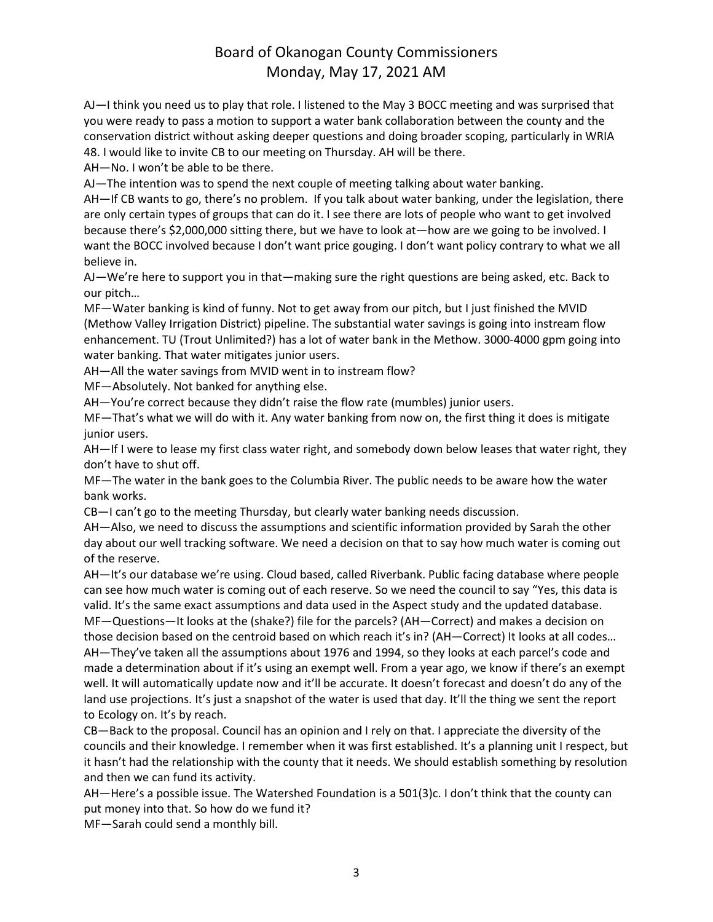AJ—I think you need us to play that role. I listened to the May 3 BOCC meeting and was surprised that you were ready to pass a motion to support a water bank collaboration between the county and the conservation district without asking deeper questions and doing broader scoping, particularly in WRIA 48. I would like to invite CB to our meeting on Thursday. AH will be there.

AH—No. I won't be able to be there.

AJ—The intention was to spend the next couple of meeting talking about water banking.

AH—If CB wants to go, there's no problem. If you talk about water banking, under the legislation, there are only certain types of groups that can do it. I see there are lots of people who want to get involved because there's $2,000,000 sitting there, but we have to look at—how are we going to be involved. I want the BOCC involved because I don't want price gouging. I don't want policy contrary to what we all believe in.

AJ—We're here to support you in that—making sure the right questions are being asked, etc. Back to our pitch…

MF—Water banking is kind of funny. Not to get away from our pitch, but I just finished the MVID (Methow Valley Irrigation District) pipeline. The substantial water savings is going into instream flow enhancement. TU (Trout Unlimited?) has a lot of water bank in the Methow. 3000-4000 gpm going into water banking. That water mitigates junior users.

AH—All the water savings from MVID went in to instream flow?

MF—Absolutely. Not banked for anything else.

AH—You're correct because they didn't raise the flow rate (mumbles) junior users.

MF—That's what we will do with it. Any water banking from now on, the first thing it does is mitigate junior users.

AH—If I were to lease my first class water right, and somebody down below leases that water right, they don't have to shut off.

MF—The water in the bank goes to the Columbia River. The public needs to be aware how the water bank works.

CB—I can't go to the meeting Thursday, but clearly water banking needs discussion.

AH—Also, we need to discuss the assumptions and scientific information provided by Sarah the other day about our well tracking software. We need a decision on that to say how much water is coming out of the reserve.

AH—It's our database we're using. Cloud based, called Riverbank. Public facing database where people can see how much water is coming out of each reserve. So we need the council to say "Yes, this data is valid. It's the same exact assumptions and data used in the Aspect study and the updated database.

MF—Questions—It looks at the (shake?) file for the parcels? (AH—Correct) and makes a decision on those decision based on the centroid based on which reach it's in? (AH—Correct) It looks at all codes…

AH—They've taken all the assumptions about 1976 and 1994, so they looks at each parcel's code and made a determination about if it's using an exempt well. From a year ago, we know if there's an exempt well. It will automatically update now and it'll be accurate. It doesn't forecast and doesn't do any of the land use projections. It's just a snapshot of the water is used that day. It'll the thing we sent the report to Ecology on. It's by reach.

CB—Back to the proposal. Council has an opinion and I rely on that. I appreciate the diversity of the councils and their knowledge. I remember when it was first established. It's a planning unit I respect, but it hasn't had the relationship with the county that it needs. We should establish something by resolution and then we can fund its activity.

AH—Here's a possible issue. The Watershed Foundation is a 501(3)c. I don't think that the county can put money into that. So how do we fund it?

MF—Sarah could send a monthly bill.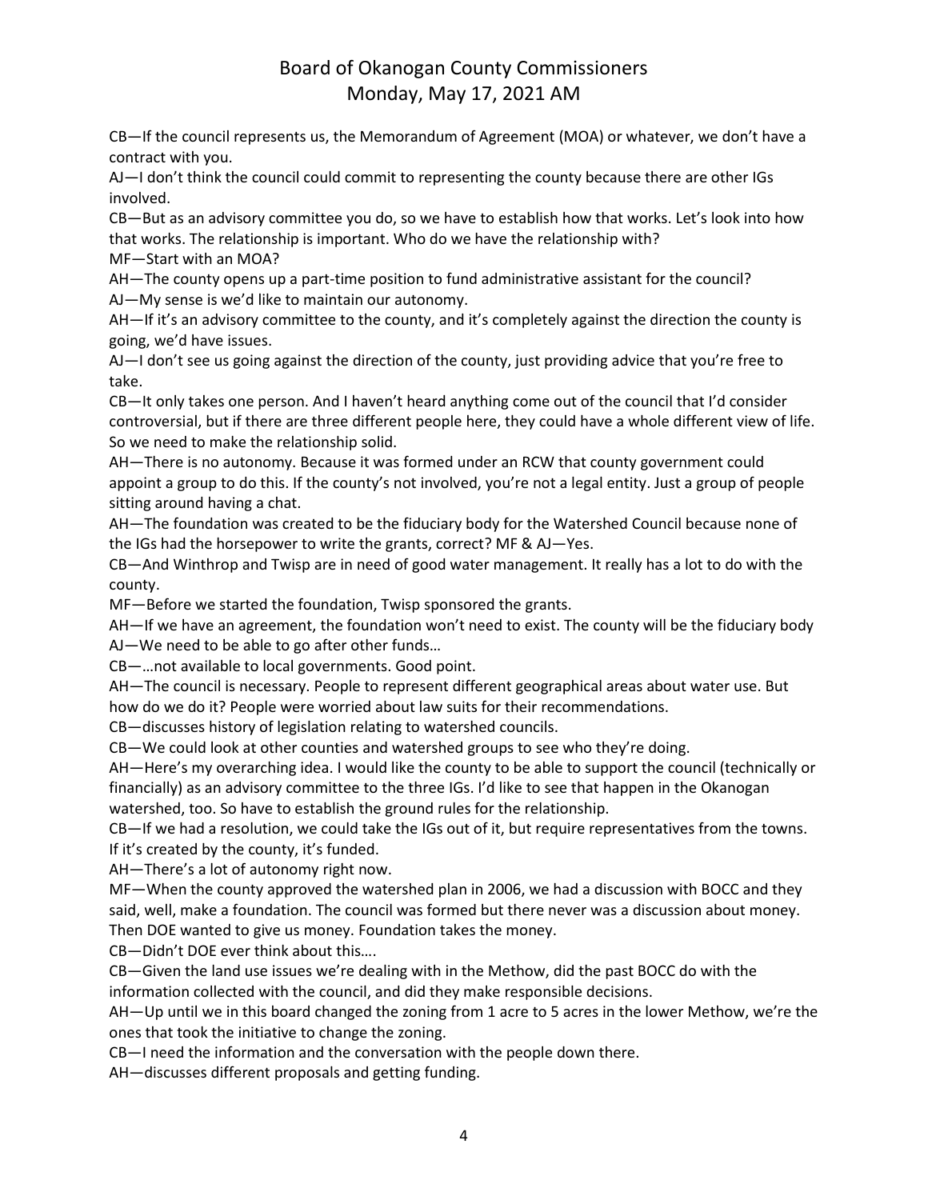CB—If the council represents us, the Memorandum of Agreement (MOA) or whatever, we don't have a contract with you.

AJ—I don't think the council could commit to representing the county because there are other IGs involved.

CB—But as an advisory committee you do, so we have to establish how that works. Let's look into how that works. The relationship is important. Who do we have the relationship with?

MF—Start with an MOA?

AH—The county opens up a part-time position to fund administrative assistant for the council?

AJ—My sense is we'd like to maintain our autonomy.

AH—If it's an advisory committee to the county, and it's completely against the direction the county is going, we'd have issues.

AJ—I don't see us going against the direction of the county, just providing advice that you're free to take.

CB—It only takes one person. And I haven't heard anything come out of the council that I'd consider controversial, but if there are three different people here, they could have a whole different view of life. So we need to make the relationship solid.

AH—There is no autonomy. Because it was formed under an RCW that county government could appoint a group to do this. If the county's not involved, you're not a legal entity. Just a group of people sitting around having a chat.

AH—The foundation was created to be the fiduciary body for the Watershed Council because none of the IGs had the horsepower to write the grants, correct? MF & AJ—Yes.

CB—And Winthrop and Twisp are in need of good water management. It really has a lot to do with the county.

MF—Before we started the foundation, Twisp sponsored the grants.

AH—If we have an agreement, the foundation won't need to exist. The county will be the fiduciary body

AJ—We need to be able to go after other funds…

CB—…not available to local governments. Good point.

AH—The council is necessary. People to represent different geographical areas about water use. But how do we do it? People were worried about law suits for their recommendations.

CB—discusses history of legislation relating to watershed councils.

CB—We could look at other counties and watershed groups to see who they're doing.

AH—Here's my overarching idea. I would like the county to be able to support the council (technically or financially) as an advisory committee to the three IGs. I'd like to see that happen in the Okanogan watershed, too. So have to establish the ground rules for the relationship.

CB—If we had a resolution, we could take the IGs out of it, but require representatives from the towns. If it's created by the county, it's funded.

AH—There's a lot of autonomy right now.

MF—When the county approved the watershed plan in 2006, we had a discussion with BOCC and they said, well, make a foundation. The council was formed but there never was a discussion about money. Then DOE wanted to give us money. Foundation takes the money.

CB—Didn't DOE ever think about this….

CB—Given the land use issues we're dealing with in the Methow, did the past BOCC do with the information collected with the council, and did they make responsible decisions.

AH—Up until we in this board changed the zoning from 1 acre to 5 acres in the lower Methow, we're the ones that took the initiative to change the zoning.

CB—I need the information and the conversation with the people down there.

AH—discusses different proposals and getting funding.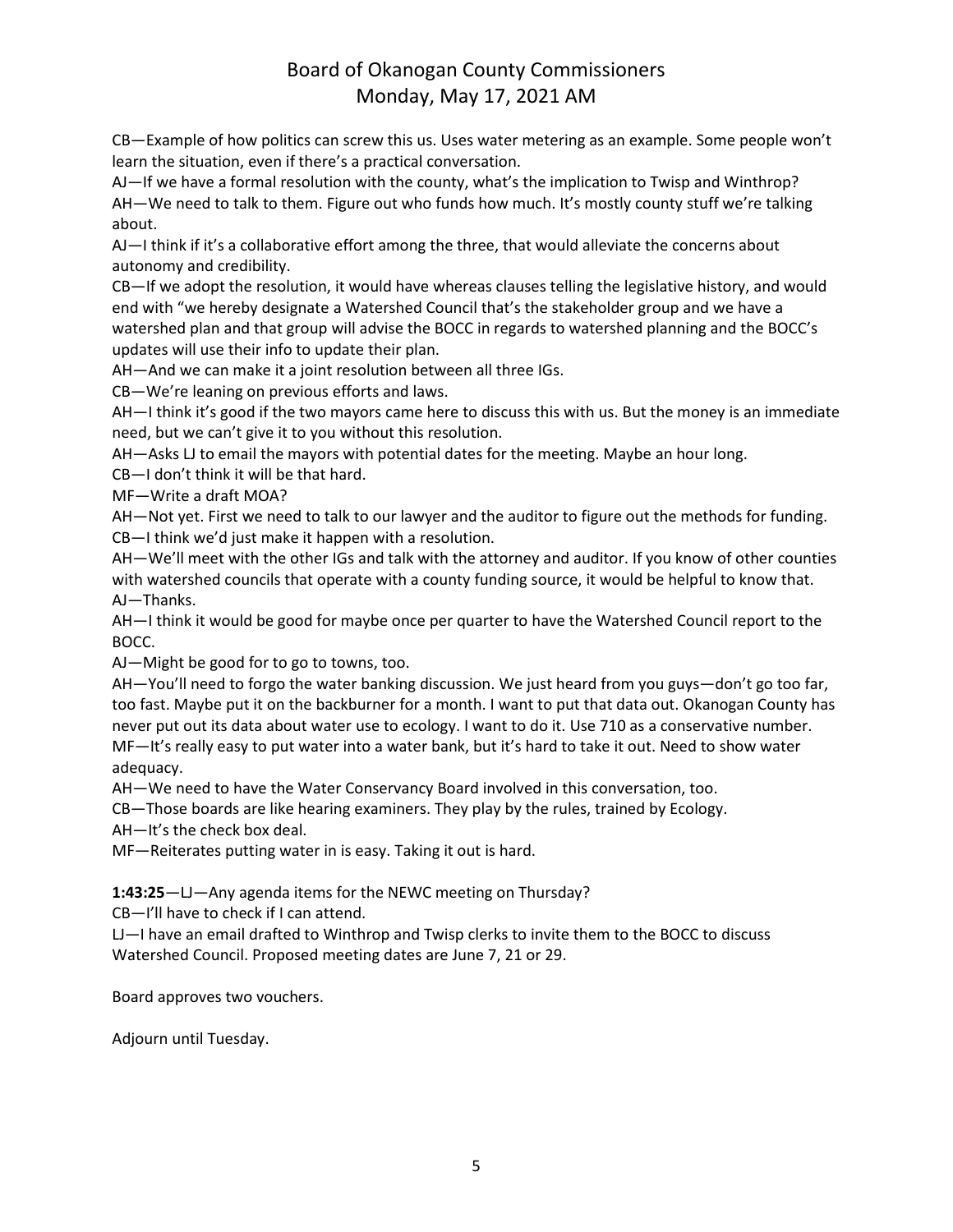CB—Example of how politics can screw this us. Uses water metering as an example. Some people won't learn the situation, even if there's a practical conversation.

AJ—If we have a formal resolution with the county, what's the implication to Twisp and Winthrop?

AH—We need to talk to them. Figure out who funds how much. It's mostly county stuff we're talking about.

AJ—I think if it's a collaborative effort among the three, that would alleviate the concerns about autonomy and credibility.

CB—If we adopt the resolution, it would have whereas clauses telling the legislative history, and would end with "we hereby designate a Watershed Council that's the stakeholder group and we have a watershed plan and that group will advise the BOCC in regards to watershed planning and the BOCC's updates will use their info to update their plan.

AH—And we can make it a joint resolution between all three IGs.

CB—We're leaning on previous efforts and laws.

AH—I think it's good if the two mayors came here to discuss this with us. But the money is an immediate need, but we can't give it to you without this resolution.

AH—Asks LJ to email the mayors with potential dates for the meeting. Maybe an hour long.

CB—I don't think it will be that hard.

MF—Write a draft MOA?

AH—Not yet. First we need to talk to our lawyer and the auditor to figure out the methods for funding.

CB—I think we'd just make it happen with a resolution.

AH—We'll meet with the other IGs and talk with the attorney and auditor. If you know of other counties with watershed councils that operate with a county funding source, it would be helpful to know that.

AJ—Thanks.

AH—I think it would be good for maybe once per quarter to have the Watershed Council report to the BOCC.

AJ—Might be good for to go to towns, too.

AH—You'll need to forgo the water banking discussion. We just heard from you guys—don't go too far, too fast. Maybe put it on the backburner for a month. I want to put that data out. Okanogan County has never put out its data about water use to ecology. I want to do it. Use 710 as a conservative number.

MF—It's really easy to put water into a water bank, but it's hard to take it out. Need to show water adequacy.

AH—We need to have the Water Conservancy Board involved in this conversation, too.

CB—Those boards are like hearing examiners. They play by the rules, trained by Ecology.

AH—It's the check box deal.

MF—Reiterates putting water in is easy. Taking it out is hard.

**1:43:25**—LJ—Any agenda items for the NEWC meeting on Thursday?

CB—I'll have to check if I can attend.

LJ—I have an email drafted to Winthrop and Twisp clerks to invite them to the BOCC to discuss Watershed Council. Proposed meeting dates are June 7, 21 or 29.

Board approves two vouchers.

Adjourn until Tuesday.